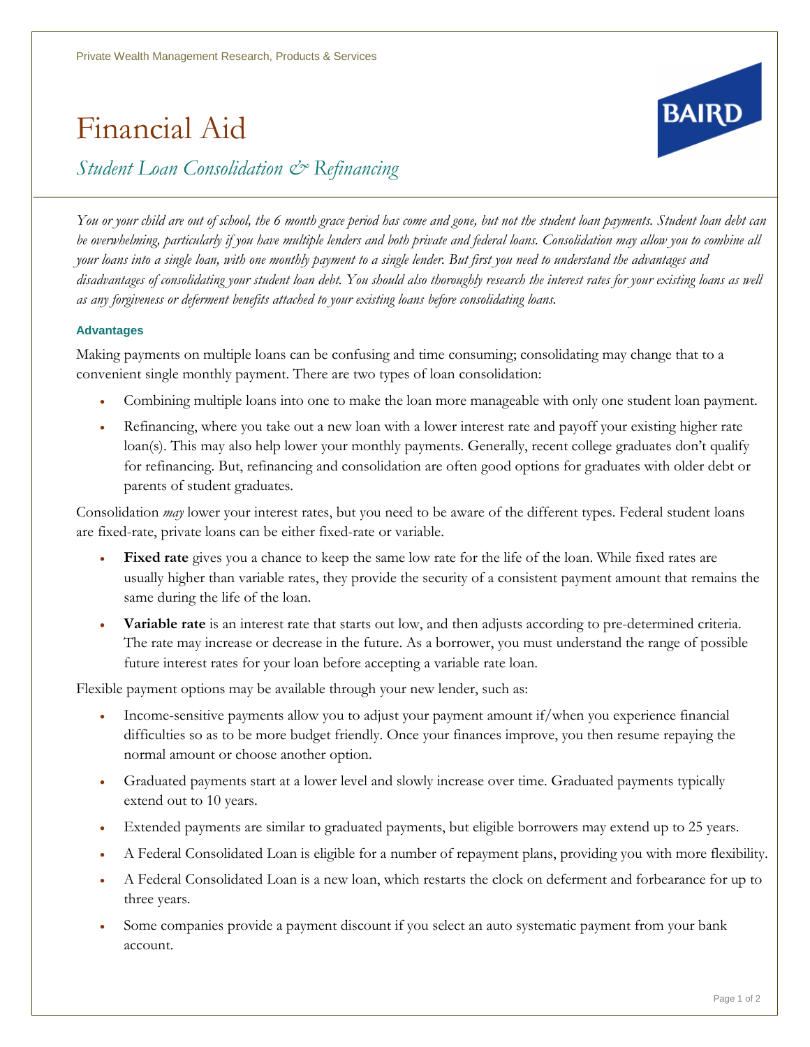Private Wealth Management Research, Products & Services

# Financial Aid

## *Student Loan Consolidation & Refinancing*

*You or your child are out of school, the 6 month grace period has come and gone, but not the student loan payments. Student loan debt can be overwhelming, particularly if you have multiple lenders and both private and federal loans. Consolidation may allow you to combine all your loans into a single loan, with one monthly payment to a single lender. But first you need to understand the advantages and disadvantages of consolidating your student loan debt. You should also thoroughly research the interest rates for your existing loans as well as any forgiveness or deferment benefits attached to your existing loans before consolidating loans.*

### Advantages

Making payments on multiple loans can be confusing and time consuming; consolidating may change that to a convenient single monthly payment. There are two types of loan consolidation:

- Combining multiple loans into one to make the loan more manageable with only one student loan payment.
- Refinancing, where you take out a new loan with a lower interest rate and payoff your existing higher rate loan(s). This may also help lower your monthly payments. Generally, recent college graduates don't qualify for refinancing. But, refinancing and consolidation are often good options for graduates with older debt or parents of student graduates.

Consolidation *may* lower your interest rates, but you need to be aware of the different types. Federal student loans are fixed-rate, private loans can be either fixed-rate or variable.

- **Fixed rate** gives you a chance to keep the same low rate for the life of the loan. While fixed rates are usually higher than variable rates, they provide the security of a consistent payment amount that remains the same during the life of the loan.
- **Variable rate** is an interest rate that starts out low, and then adjusts according to pre-determined criteria. The rate may increase or decrease in the future. As a borrower, you must understand the range of possible future interest rates for your loan before accepting a variable rate loan.

Flexible payment options may be available through your new lender, such as:

- Income-sensitive payments allow you to adjust your payment amount if/when you experience financial difficulties so as to be more budget friendly. Once your finances improve, you then resume repaying the normal amount or choose another option.
- Graduated payments start at a lower level and slowly increase over time. Graduated payments typically extend out to 10 years.
- Extended payments are similar to graduated payments, but eligible borrowers may extend up to 25 years.
- A Federal Consolidated Loan is eligible for a number of repayment plans, providing you with more flexibility.
- A Federal Consolidated Loan is a new loan, which restarts the clock on deferment and forbearance for up to three years.
- Some companies provide a payment discount if you select an auto systematic payment from your bank account.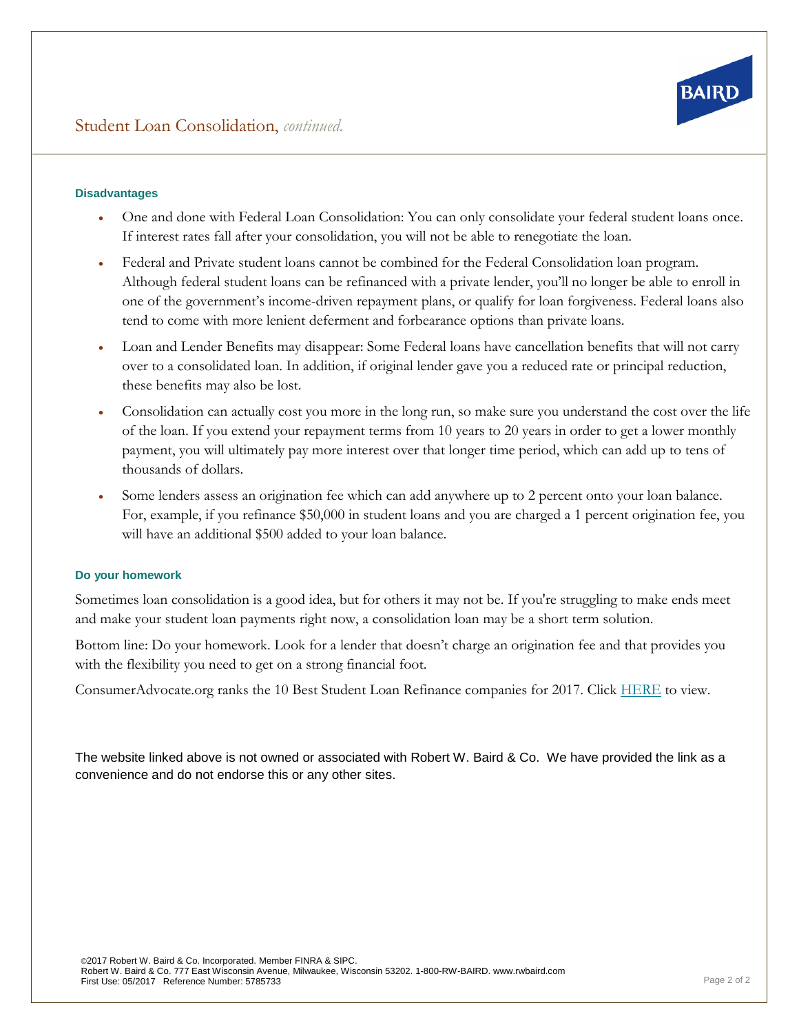## Student Loan Consolidation, *continued.*

### Disadvantages

- One and done with Federal Loan Consolidation: You can only consolidate your federal student loans once. If interest rates fall after your consolidation, you will not be able to renegotiate the loan.
- Federal and Private student loans cannot be combined for the Federal Consolidation loan program. Although federal student loans can be refinanced with a private lender, you'll no longer be able to enroll in one of the government's income-driven repayment plans, or qualify for loan forgiveness. Federal loans also tend to come with more lenient deferment and forbearance options than private loans.
- Loan and Lender Benefits may disappear: Some Federal loans have cancellation benefits that will not carry over to a consolidated loan. In addition, if original lender gave you a reduced rate or principal reduction, these benefits may also be lost.
- Consolidation can actually cost you more in the long run, so make sure you understand the cost over the life of the loan. If you extend your repayment terms from 10 years to 20 years in order to get a lower monthly payment, you will ultimately pay more interest over that longer time period, which can add up to tens of thousands of dollars.
- Some lenders assess an origination fee which can add anywhere up to 2 percent onto your loan balance. For, example, if you refinance $50,000 in student loans and you are charged a 1 percent origination fee, you will have an additional $500 added to your loan balance.

### Do your homework

Sometimes loan consolidation is a good idea, but for others it may not be. If you're struggling to make ends meet and make your student loan payments right now, a consolidation loan may be a short term solution.

Bottom line: Do your homework. Look for a lender that doesn't charge an origination fee and that provides you with the flexibility you need to get on a strong financial foot.

ConsumerAdvocate.org ranks the 10 Best Student Loan Refinance companies for 2017. Click HERE to view.

The website linked above is not owned or associated with Robert W. Baird & Co. We have provided the link as a convenience and do not endorse this or any other sites.

©2017 Robert W. Baird & Co. Incorporated. Member FINRA & SIPC.
Robert W. Baird & Co. 777 East Wisconsin Avenue, Milwaukee, Wisconsin 53202. 1-800-RW-BAIRD. www.rwbaird.com
First Use: 05/2017 Reference Number: 5785733